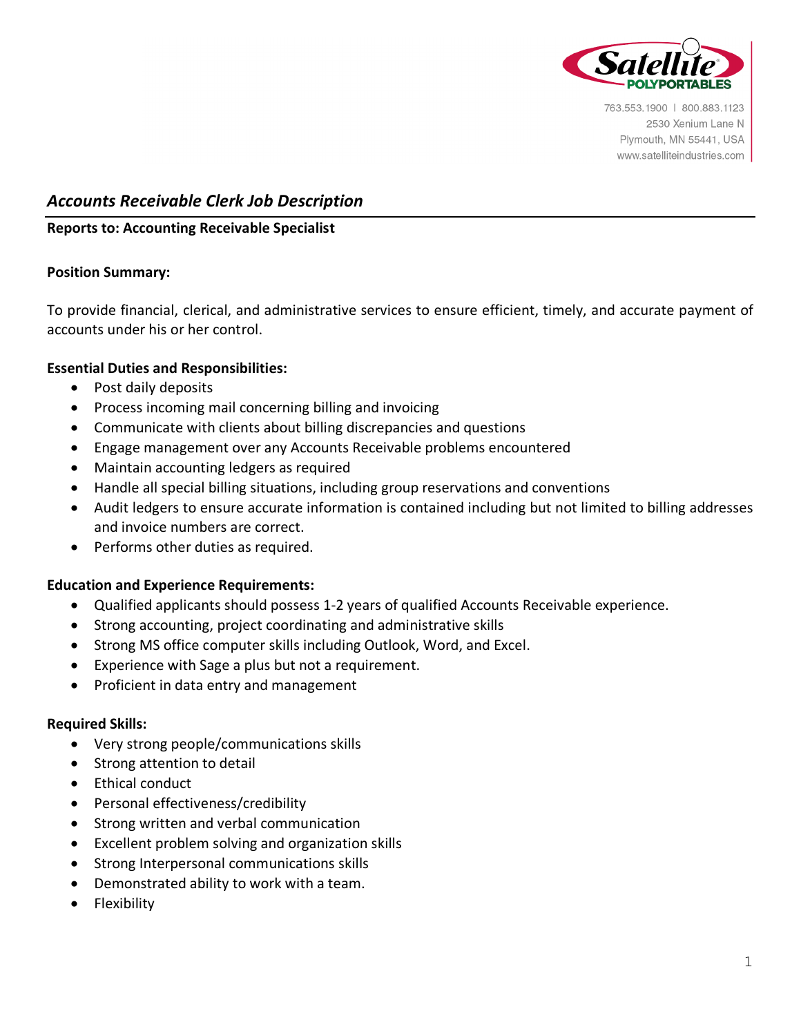763.553.1900 | 800.883.1123
2530 Xenium Lane N
Plymouth, MN 55441, USA
www.satelliteindustries.com

## *Accounts Receivable Clerk Job Description*

**Reports to: Accounting Receivable Specialist**

**Position Summary:**

To provide financial, clerical, and administrative services to ensure efficient, timely, and accurate payment of accounts under his or her control.

**Essential Duties and Responsibilities:**

- Post daily deposits
- Process incoming mail concerning billing and invoicing
- Communicate with clients about billing discrepancies and questions
- Engage management over any Accounts Receivable problems encountered
- Maintain accounting ledgers as required
- Handle all special billing situations, including group reservations and conventions
- Audit ledgers to ensure accurate information is contained including but not limited to billing addresses and invoice numbers are correct.
- Performs other duties as required.

**Education and Experience Requirements:**

- Qualified applicants should possess 1-2 years of qualified Accounts Receivable experience.
- Strong accounting, project coordinating and administrative skills
- Strong MS office computer skills including Outlook, Word, and Excel.
- Experience with Sage a plus but not a requirement.
- Proficient in data entry and management

**Required Skills:**

- Very strong people/communications skills
- Strong attention to detail
- Ethical conduct
- Personal effectiveness/credibility
- Strong written and verbal communication
- Excellent problem solving and organization skills
- Strong Interpersonal communications skills
- Demonstrated ability to work with a team.
- Flexibility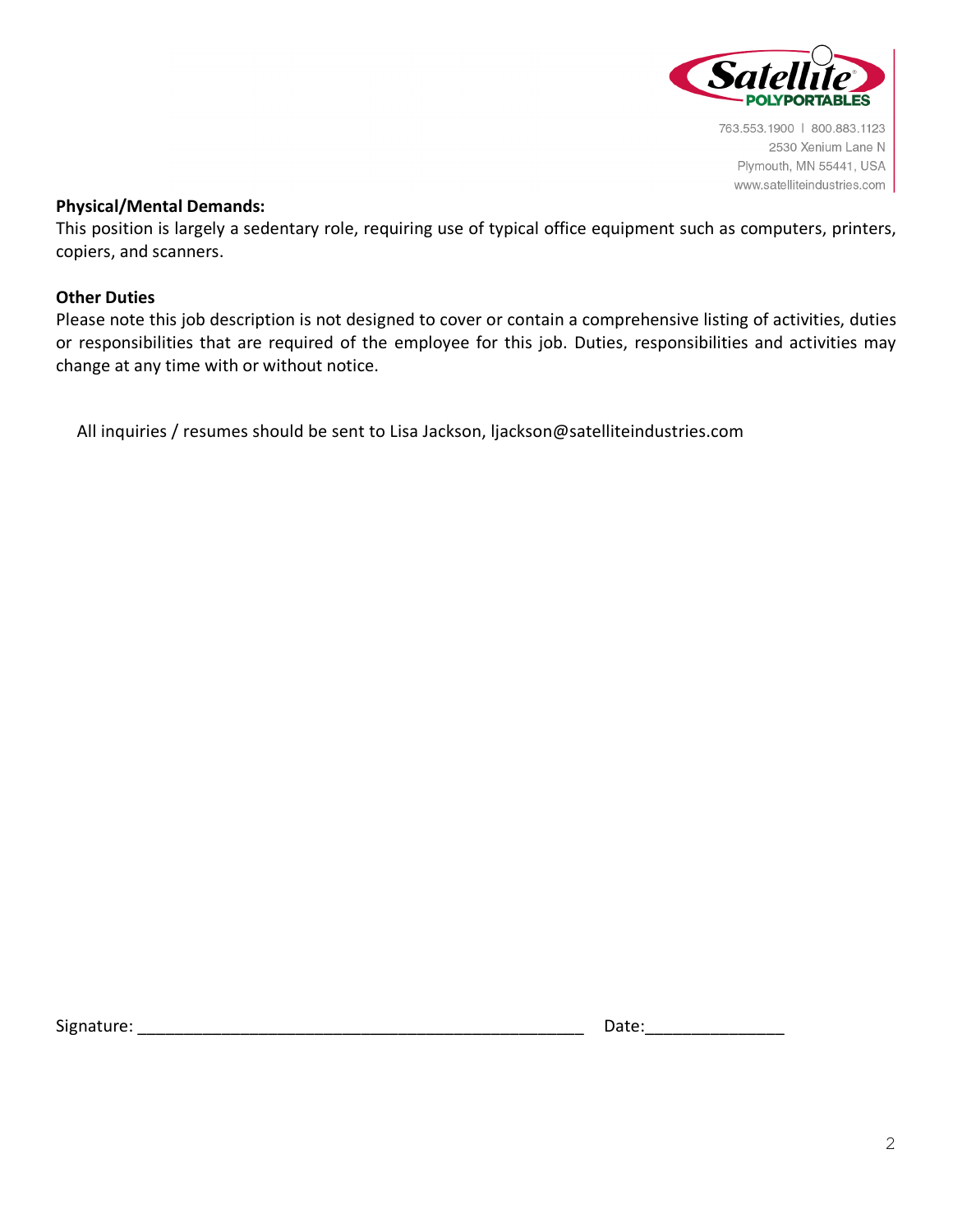763.553.1900 | 800.883.1123
2530 Xenium Lane N
Plymouth, MN 55441, USA
www.satelliteindustries.com

**Physical/Mental Demands:**
This position is largely a sedentary role, requiring use of typical office equipment such as computers, printers, copiers, and scanners.

**Other Duties**
Please note this job description is not designed to cover or contain a comprehensive listing of activities, duties or responsibilities that are required of the employee for this job. Duties, responsibilities and activities may change at any time with or without notice.

All inquiries / resumes should be sent to Lisa Jackson, ljackson@satelliteindustries.com

Signature: ________________________________________________ Date:______________